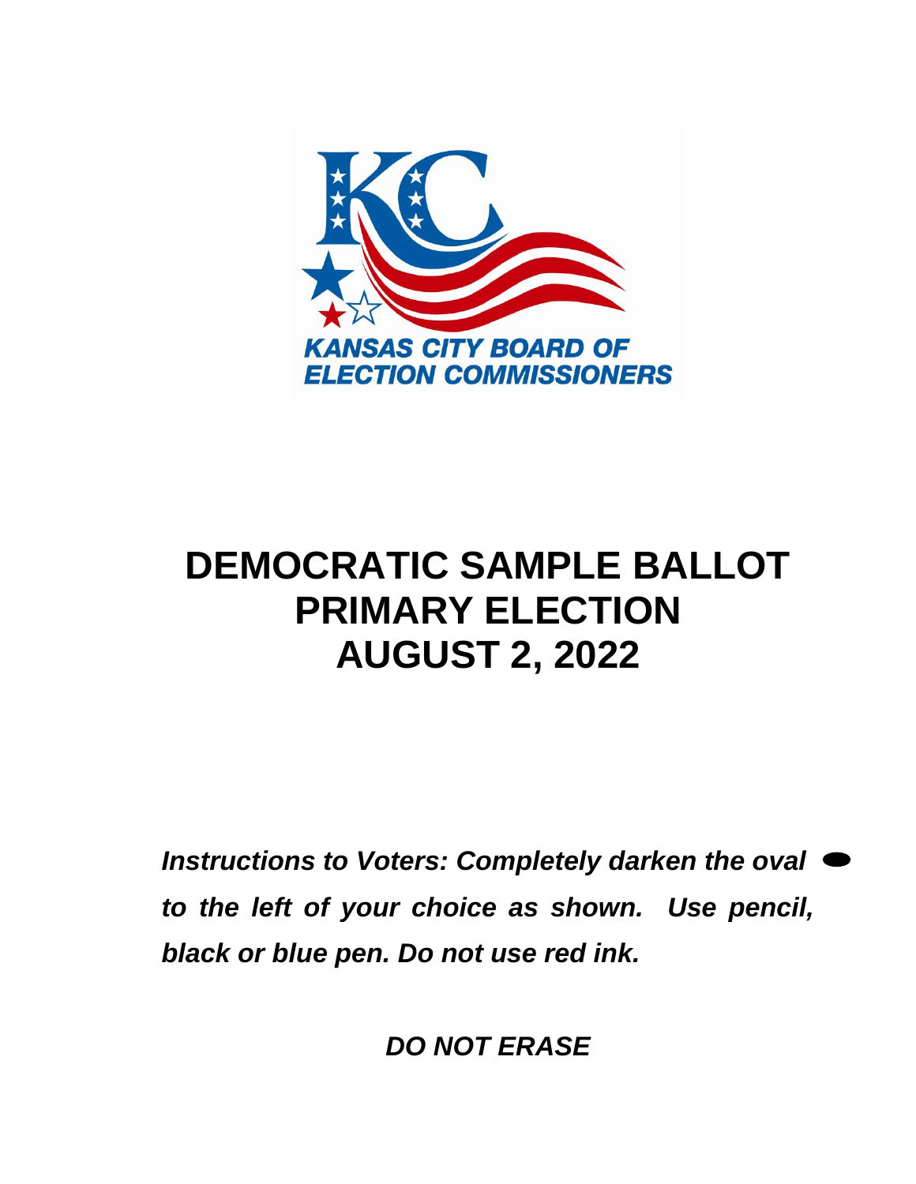KANSAS CITY BOARD OF ELECTION COMMISSIONERS

# DEMOCRATIC SAMPLE BALLOT
# PRIMARY ELECTION
# AUGUST 2, 2022

***Instructions to Voters: Completely darken the oval to the left of your choice as shown. Use pencil, black or blue pen. Do not use red ink.***

***DO NOT ERASE***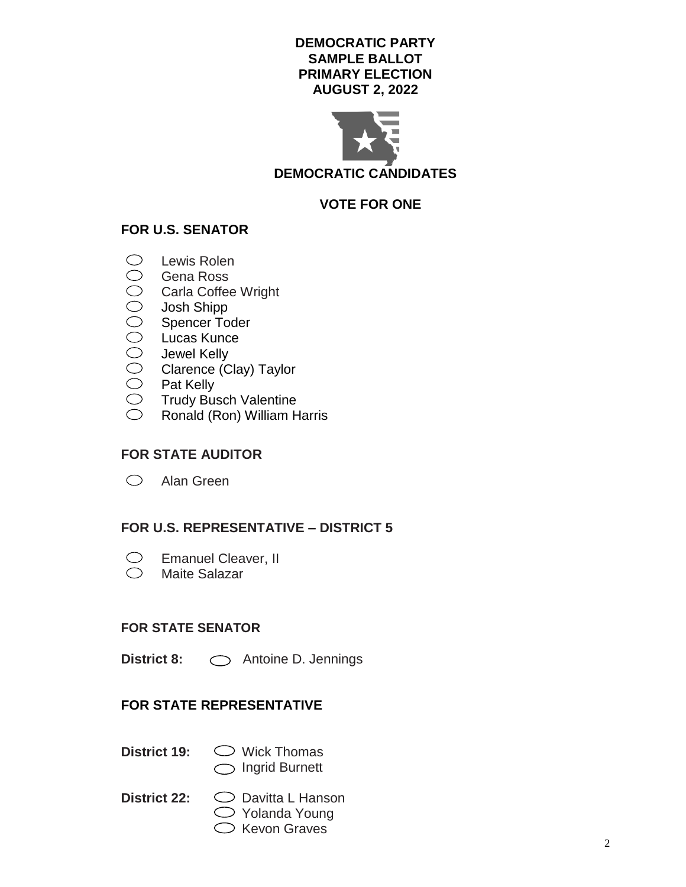**DEMOCRATIC PARTY**
**SAMPLE BALLOT**
**PRIMARY ELECTION**
**AUGUST 2, 2022**

**DEMOCRATIC CANDIDATES**

**VOTE FOR ONE**

## FOR U.S. SENATOR

- ◯ Lewis Rolen
- ◯ Gena Ross
- ◯ Carla Coffee Wright
- ◯ Josh Shipp
- ◯ Spencer Toder
- ◯ Lucas Kunce
- ◯ Jewel Kelly
- ◯ Clarence (Clay) Taylor
- ◯ Pat Kelly
- ◯ Trudy Busch Valentine
- ◯ Ronald (Ron) William Harris

## FOR STATE AUDITOR

- ◯ Alan Green

## FOR U.S. REPRESENTATIVE – DISTRICT 5

- ◯ Emanuel Cleaver, II
- ◯ Maite Salazar

## FOR STATE SENATOR

**District 8:** ◯ Antoine D. Jennings

## FOR STATE REPRESENTATIVE

**District 19:**
- ◯ Wick Thomas
- ◯ Ingrid Burnett

**District 22:**
- ◯ Davitta L Hanson
- ◯ Yolanda Young
- ◯ Kevon Graves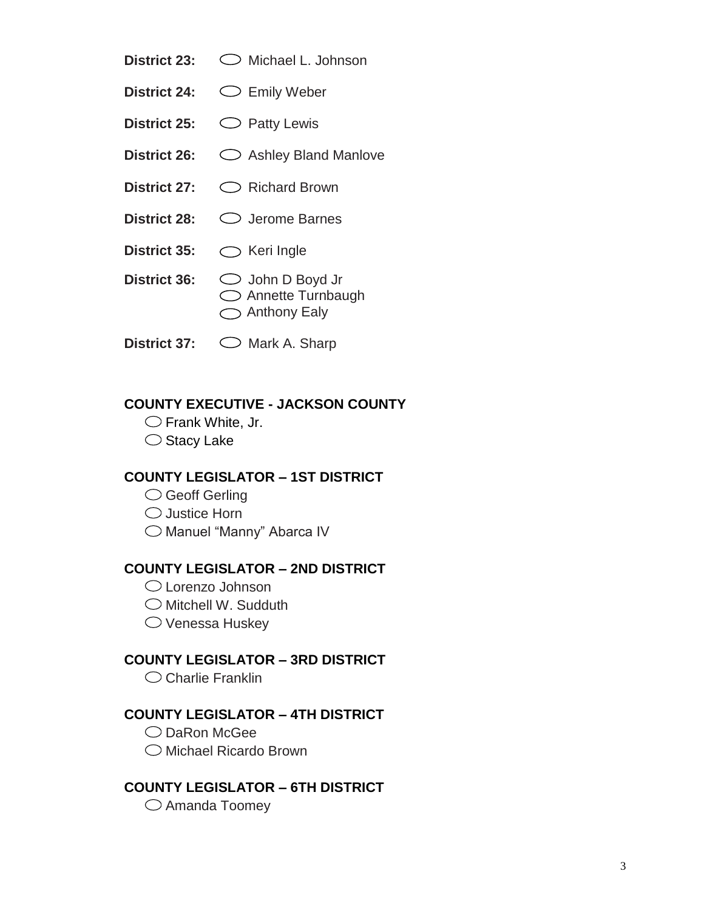**District 23:** ◯ Michael L. Johnson

**District 24:** ◯ Emily Weber

**District 25:** ◯ Patty Lewis

**District 26:** ◯ Ashley Bland Manlove

**District 27:** ◯ Richard Brown

**District 28:** ◯ Jerome Barnes

**District 35:** ◯ Keri Ingle

**District 36:** ◯ John D Boyd Jr
◯ Annette Turnbaugh
◯ Anthony Ealy

**District 37:** ◯ Mark A. Sharp

## COUNTY EXECUTIVE - JACKSON COUNTY

◯ Frank White, Jr.
◯ Stacy Lake

## COUNTY LEGISLATOR – 1ST DISTRICT

◯ Geoff Gerling
◯ Justice Horn
◯ Manuel “Manny” Abarca IV

## COUNTY LEGISLATOR – 2ND DISTRICT

◯ Lorenzo Johnson
◯ Mitchell W. Sudduth
◯ Venessa Huskey

## COUNTY LEGISLATOR – 3RD DISTRICT

◯ Charlie Franklin

## COUNTY LEGISLATOR – 4TH DISTRICT

◯ DaRon McGee
◯ Michael Ricardo Brown

## COUNTY LEGISLATOR – 6TH DISTRICT

◯ Amanda Toomey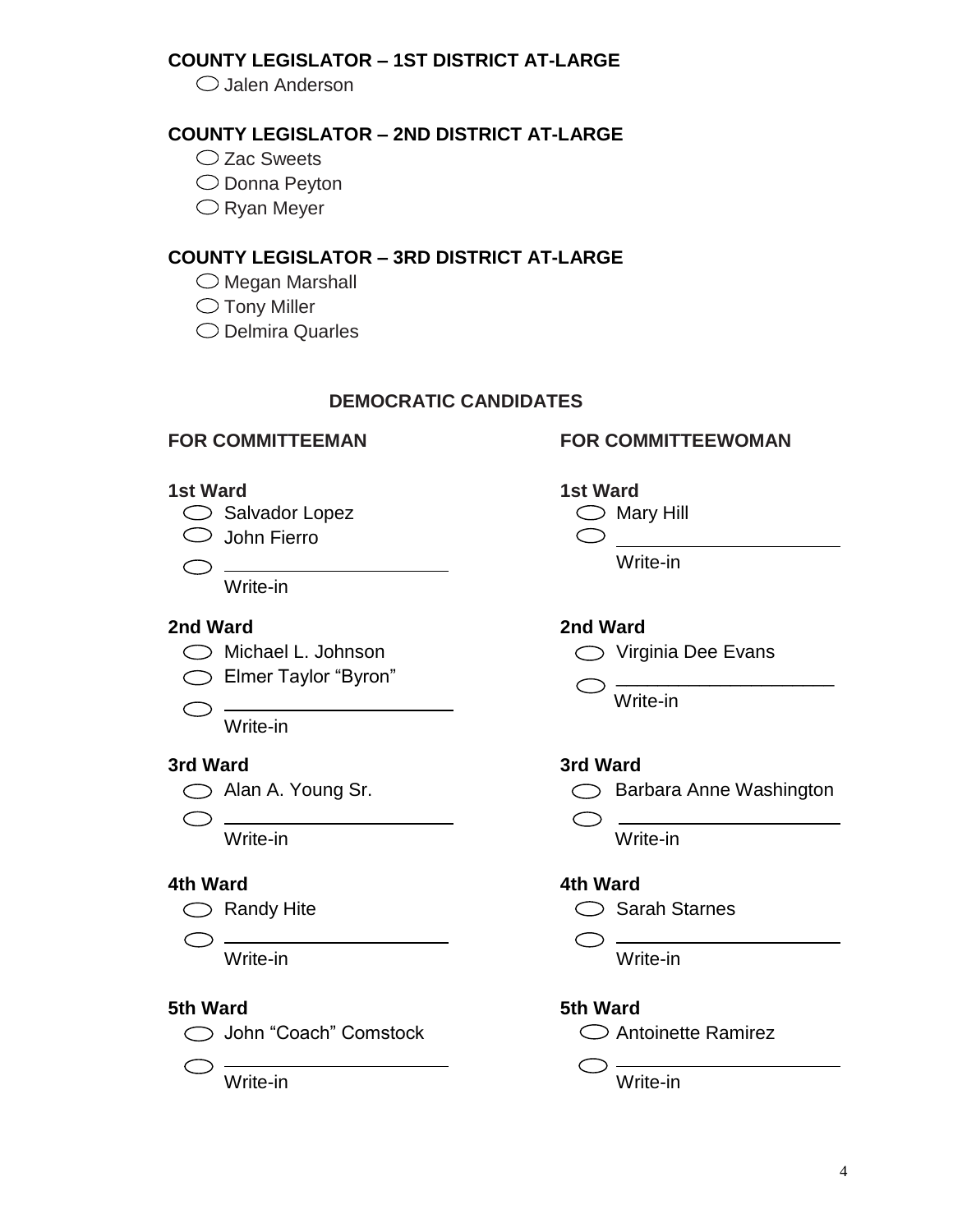**COUNTY LEGISLATOR – 1ST DISTRICT AT-LARGE**

- ◯ Jalen Anderson

**COUNTY LEGISLATOR – 2ND DISTRICT AT-LARGE**

- ◯ Zac Sweets
- ◯ Donna Peyton
- ◯ Ryan Meyer

**COUNTY LEGISLATOR – 3RD DISTRICT AT-LARGE**

- ◯ Megan Marshall
- ◯ Tony Miller
- ◯ Delmira Quarles

## DEMOCRATIC CANDIDATES

### FOR COMMITTEEMAN

**1st Ward**

- ◯ Salvador Lopez
- ◯ John Fierro
- ◯ ______________ Write-in

**2nd Ward**

- ◯ Michael L. Johnson
- ◯ Elmer Taylor "Byron"
- ◯ ______________ Write-in

**3rd Ward**

- ◯ Alan A. Young Sr.
- ◯ ______________ Write-in

**4th Ward**

- ◯ Randy Hite
- ◯ ______________ Write-in

**5th Ward**

- ◯ John "Coach" Comstock
- ◯ ______________ Write-in

### FOR COMMITTEEWOMAN

**1st Ward**

- ◯ Mary Hill
- ◯ ______________ Write-in

**2nd Ward**

- ◯ Virginia Dee Evans
- ◯ ______________ Write-in

**3rd Ward**

- ◯ Barbara Anne Washington
- ◯ ______________ Write-in

**4th Ward**

- ◯ Sarah Starnes
- ◯ ______________ Write-in

**5th Ward**

- ◯ Antoinette Ramirez
- ◯ ______________ Write-in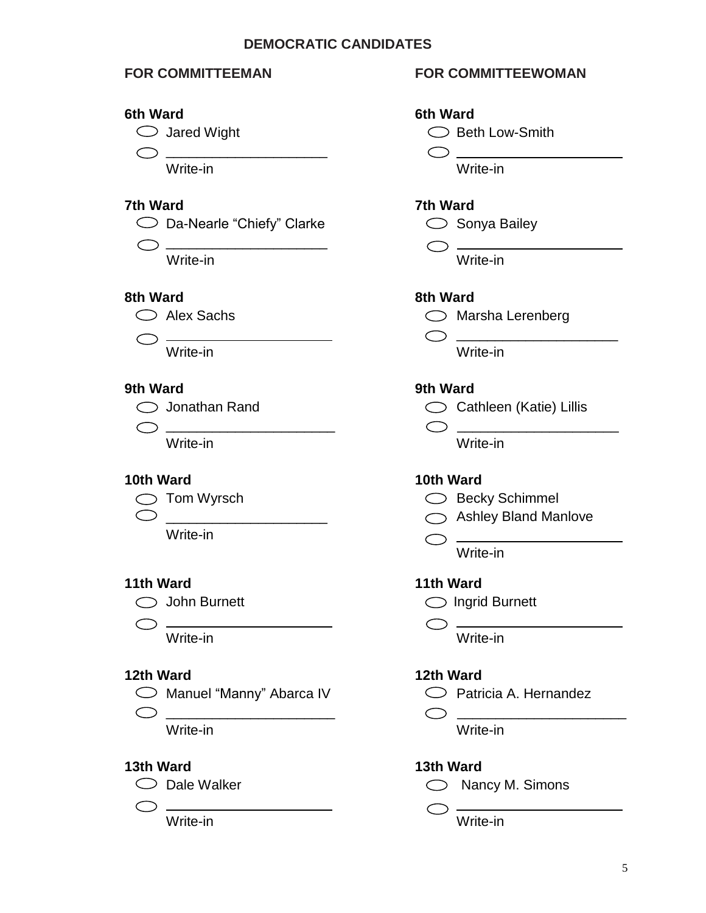## DEMOCRATIC CANDIDATES

### FOR COMMITTEEMAN

**6th Ward**
- ◯ Jared Wight
- ◯ ____________________
  Write-in

**7th Ward**
- ◯ Da-Nearle "Chiefy" Clarke
- ◯ ____________________
  Write-in

**8th Ward**
- ◯ Alex Sachs
- ◯ ____________________
  Write-in

**9th Ward**
- ◯ Jonathan Rand
- ◯ ____________________
  Write-in

**10th Ward**
- ◯ Tom Wyrsch
- ◯ ____________________
  Write-in

**11th Ward**
- ◯ John Burnett
- ◯ ____________________
  Write-in

**12th Ward**
- ◯ Manuel "Manny" Abarca IV
- ◯ ____________________
  Write-in

**13th Ward**
- ◯ Dale Walker
- ◯ ____________________
  Write-in

### FOR COMMITTEEWOMAN

**6th Ward**
- ◯ Beth Low-Smith
- ◯ ____________________
  Write-in

**7th Ward**
- ◯ Sonya Bailey
- ◯ ____________________
  Write-in

**8th Ward**
- ◯ Marsha Lerenberg
- ◯ ____________________
  Write-in

**9th Ward**
- ◯ Cathleen (Katie) Lillis
- ◯ ____________________
  Write-in

**10th Ward**
- ◯ Becky Schimmel
- ◯ Ashley Bland Manlove
- ◯ ____________________
  Write-in

**11th Ward**
- ◯ Ingrid Burnett
- ◯ ____________________
  Write-in

**12th Ward**
- ◯ Patricia A. Hernandez
- ◯ ____________________
  Write-in

**13th Ward**
- ◯ Nancy M. Simons
- ◯ ____________________
  Write-in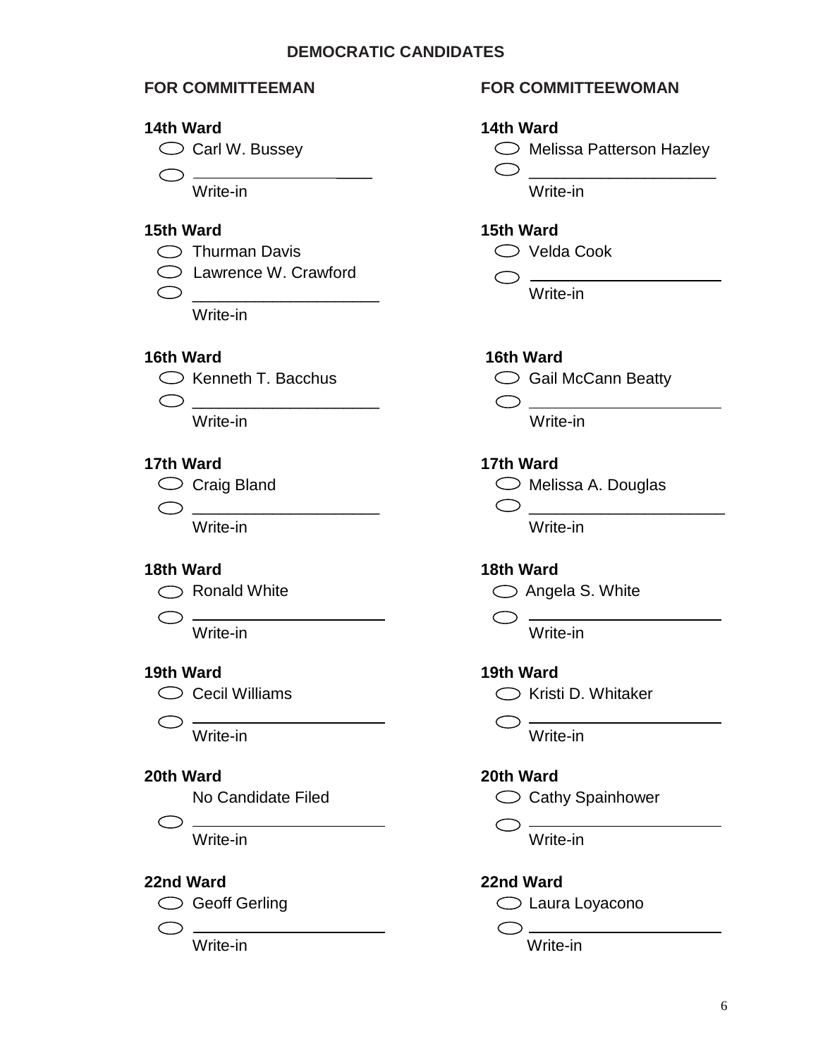## DEMOCRATIC CANDIDATES

### FOR COMMITTEEMAN

**14th Ward**
- ◯ Carl W. Bussey
- ◯ ____________________ Write-in

**15th Ward**
- ◯ Thurman Davis
- ◯ Lawrence W. Crawford
- ◯ ____________________ Write-in

**16th Ward**
- ◯ Kenneth T. Bacchus
- ◯ ____________________ Write-in

**17th Ward**
- ◯ Craig Bland
- ◯ ____________________ Write-in

**18th Ward**
- ◯ Ronald White
- ◯ ____________________ Write-in

**19th Ward**
- ◯ Cecil Williams
- ◯ ____________________ Write-in

**20th Ward**
- No Candidate Filed
- ◯ ____________________ Write-in

**22nd Ward**
- ◯ Geoff Gerling
- ◯ ____________________ Write-in

### FOR COMMITTEEWOMAN

**14th Ward**
- ◯ Melissa Patterson Hazley
- ◯ ____________________ Write-in

**15th Ward**
- ◯ Velda Cook
- ◯ ____________________ Write-in

**16th Ward**
- ◯ Gail McCann Beatty
- ◯ ____________________ Write-in

**17th Ward**
- ◯ Melissa A. Douglas
- ◯ ____________________ Write-in

**18th Ward**
- ◯ Angela S. White
- ◯ ____________________ Write-in

**19th Ward**
- ◯ Kristi D. Whitaker
- ◯ ____________________ Write-in

**20th Ward**
- ◯ Cathy Spainhower
- ◯ ____________________ Write-in

**22nd Ward**
- ◯ Laura Loyacono
- ◯ ____________________ Write-in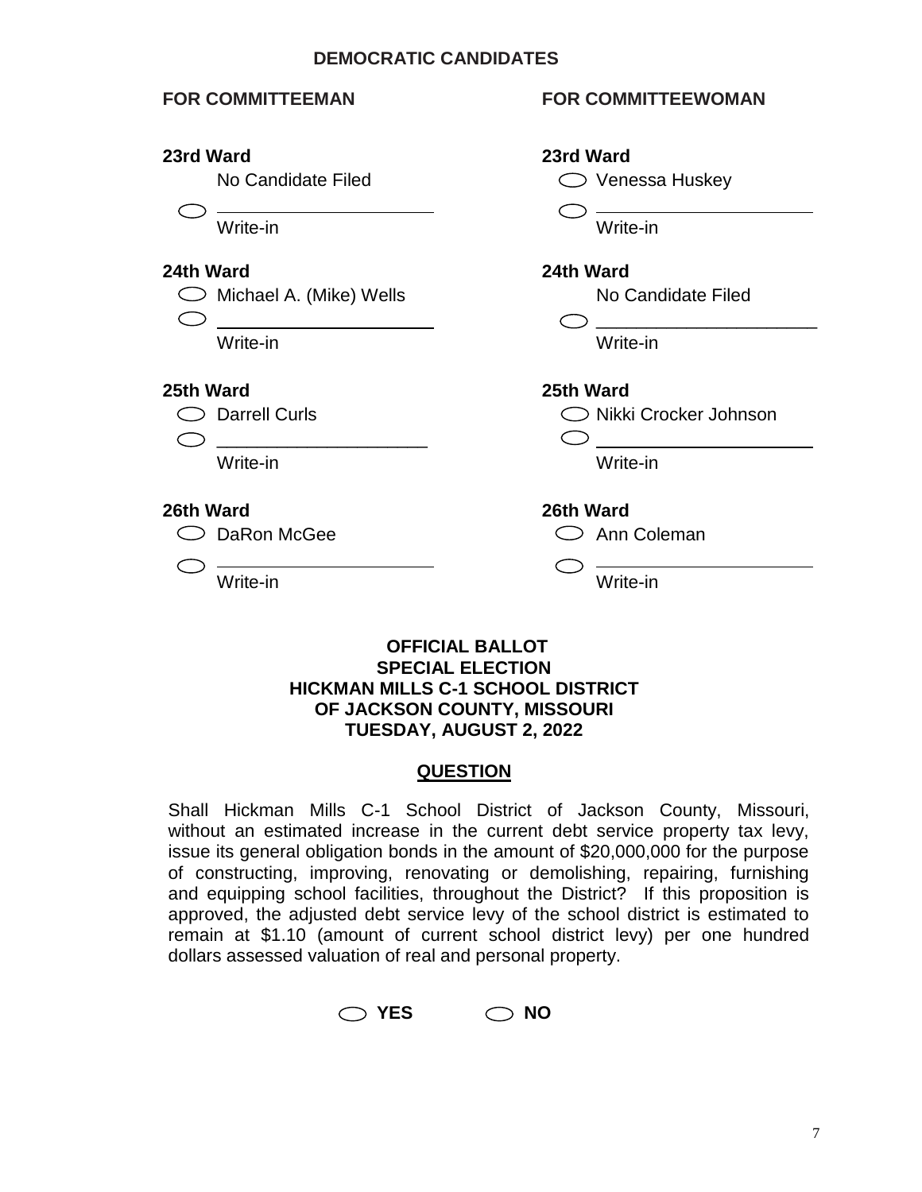## DEMOCRATIC CANDIDATES

**FOR COMMITTEEMAN**

**23rd Ward**

No Candidate Filed

◯ ______________________
Write-in

**24th Ward**

◯ Michael A. (Mike) Wells

◯ ______________________
Write-in

**25th Ward**

◯ Darrell Curls

◯ ______________________
Write-in

**26th Ward**

◯ DaRon McGee

◯ ______________________
Write-in

**FOR COMMITTEEWOMAN**

**23rd Ward**

◯ Venessa Huskey

◯ ______________________
Write-in

**24th Ward**

No Candidate Filed

◯ ______________________
Write-in

**25th Ward**

◯ Nikki Crocker Johnson

◯ ______________________
Write-in

**26th Ward**

◯ Ann Coleman

◯ ______________________
Write-in

## OFFICIAL BALLOT
## SPECIAL ELECTION
## HICKMAN MILLS C-1 SCHOOL DISTRICT
## OF JACKSON COUNTY, MISSOURI
## TUESDAY, AUGUST 2, 2022

### QUESTION

Shall Hickman Mills C-1 School District of Jackson County, Missouri, without an estimated increase in the current debt service property tax levy, issue its general obligation bonds in the amount of $20,000,000 for the purpose of constructing, improving, renovating or demolishing, repairing, furnishing and equipping school facilities, throughout the District? If this proposition is approved, the adjusted debt service levy of the school district is estimated to remain at $1.10 (amount of current school district levy) per one hundred dollars assessed valuation of real and personal property.

◯ **YES** ◯ **NO**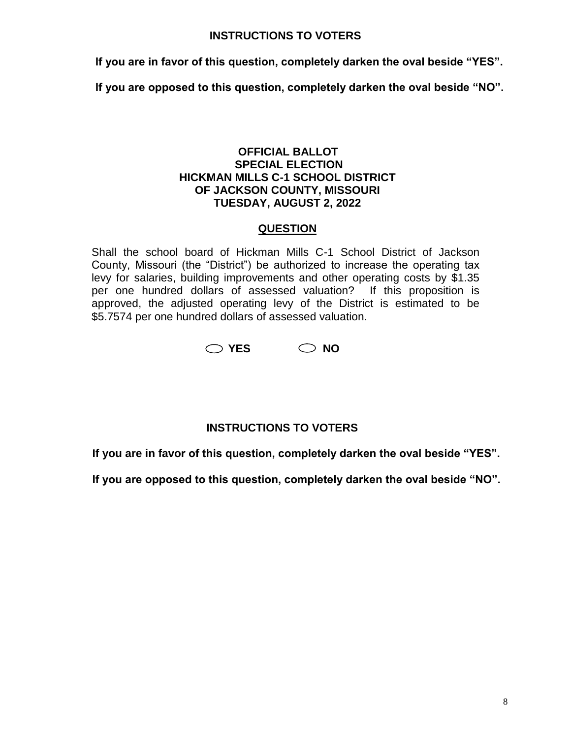**INSTRUCTIONS TO VOTERS**

**If you are in favor of this question, completely darken the oval beside “YES”.**

**If you are opposed to this question, completely darken the oval beside “NO”.**

**OFFICIAL BALLOT**
**SPECIAL ELECTION**
**HICKMAN MILLS C-1 SCHOOL DISTRICT**
**OF JACKSON COUNTY, MISSOURI**
**TUESDAY, AUGUST 2, 2022**

**QUESTION**

Shall the school board of Hickman Mills C-1 School District of Jackson County, Missouri (the “District”) be authorized to increase the operating tax levy for salaries, building improvements and other operating costs by $1.35 per one hundred dollars of assessed valuation? If this proposition is approved, the adjusted operating levy of the District is estimated to be $5.7574 per one hundred dollars of assessed valuation.

⬭ **YES** ⬭ **NO**

**INSTRUCTIONS TO VOTERS**

**If you are in favor of this question, completely darken the oval beside “YES”.**

**If you are opposed to this question, completely darken the oval beside “NO”.**